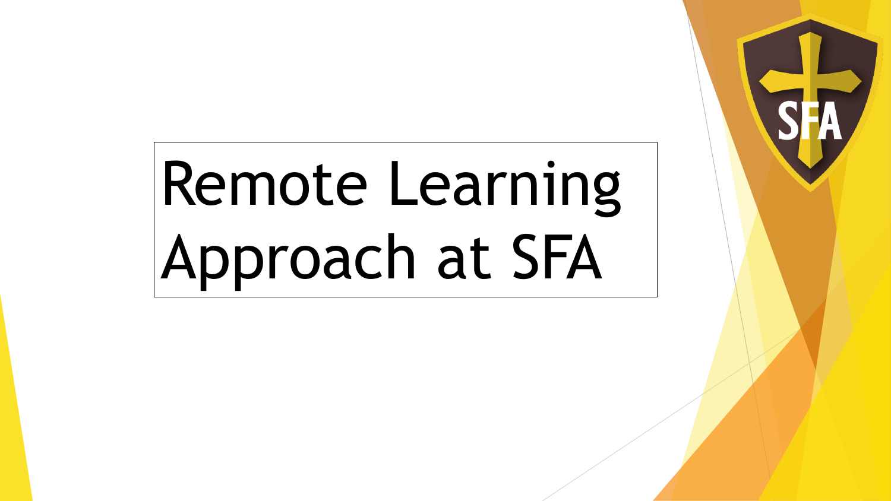# Remote Learning Approach at SFA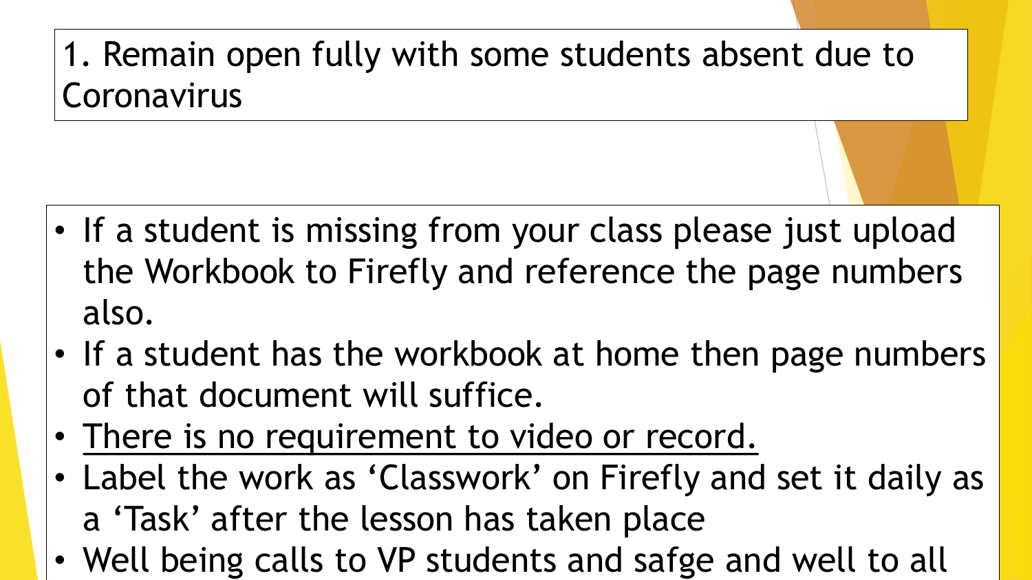# 1. Remain open fully with some students absent due to Coronavirus

- If a student is missing from your class please just upload the Workbook to Firefly and reference the page numbers also.
- If a student has the workbook at home then page numbers of that document will suffice.
- <u>There is no requirement to video or record.</u>
- Label the work as 'Classwork' on Firefly and set it daily as a 'Task' after the lesson has taken place
- Well being calls to VP students and safge and well to all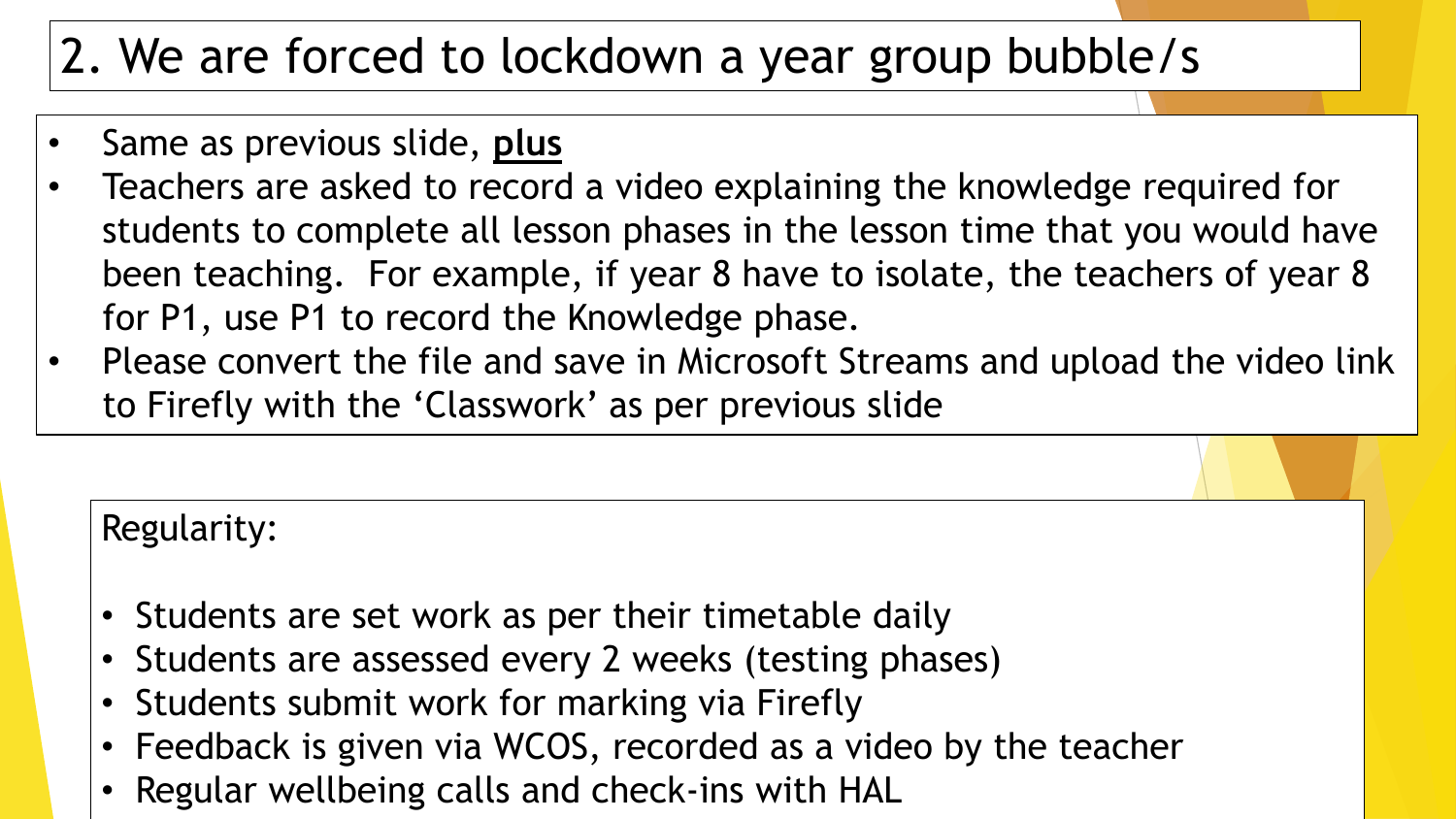# 2. We are forced to lockdown a year group bubble/s

- Same as previous slide, **plus**
- Teachers are asked to record a video explaining the knowledge required for students to complete all lesson phases in the lesson time that you would have been teaching. For example, if year 8 have to isolate, the teachers of year 8 for P1, use P1 to record the Knowledge phase.
- Please convert the file and save in Microsoft Streams and upload the video link to Firefly with the 'Classwork' as per previous slide

Regularity:

- Students are set work as per their timetable daily
- Students are assessed every 2 weeks (testing phases)
- Students submit work for marking via Firefly
- Feedback is given via WCOS, recorded as a video by the teacher
- Regular wellbeing calls and check-ins with HAL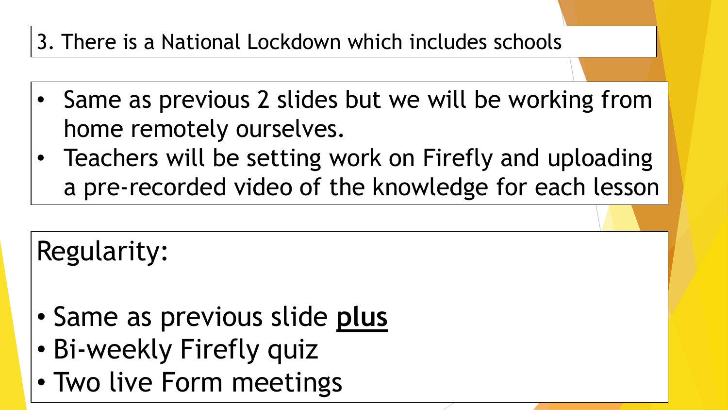## 3. There is a National Lockdown which includes schools

- Same as previous 2 slides but we will be working from home remotely ourselves.
- Teachers will be setting work on Firefly and uploading a pre-recorded video of the knowledge for each lesson

Regularity:

- Same as previous slide **plus**
- Bi-weekly Firefly quiz
- Two live Form meetings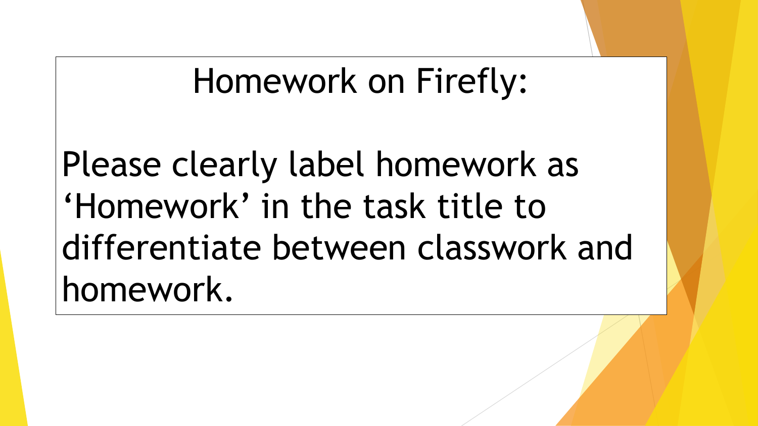# Homework on Firefly:

Please clearly label homework as 'Homework' in the task title to differentiate between classwork and homework.